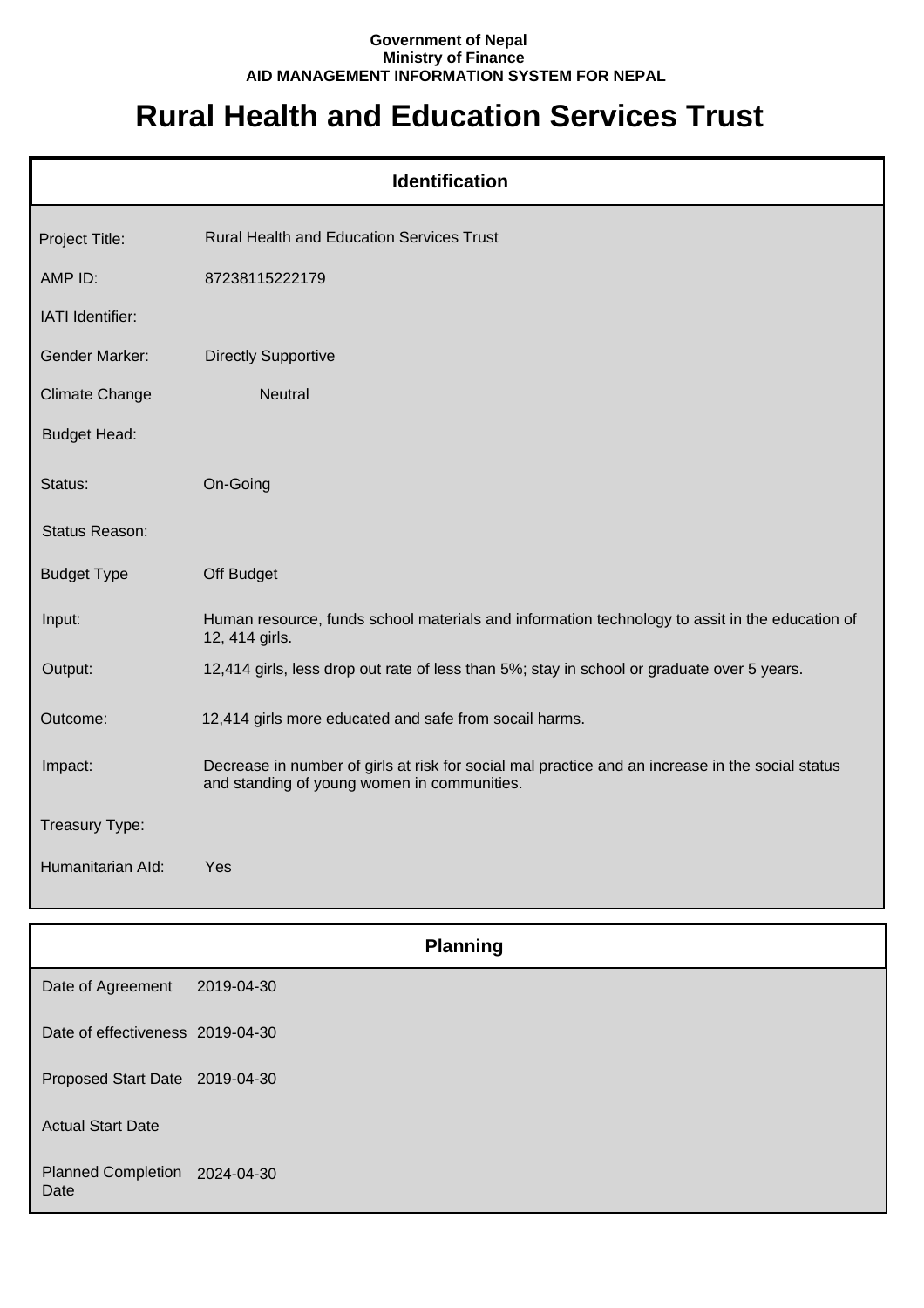**Government of Nepal**
**Ministry of Finance**
**AID MANAGEMENT INFORMATION SYSTEM FOR NEPAL**

# Rural Health and Education Services Trust

## Identification

| | |
|---|---|
| Project Title: | Rural Health and Education Services Trust |
| AMP ID: | 87238115222179 |
| IATI Identifier: | |
| Gender Marker: | Directly Supportive |
| Climate Change | Neutral |
| Budget Head: | |
| Status: | On-Going |
| Status Reason: | |
| Budget Type | Off Budget |
| Input: | Human resource, funds school materials and information technology to assit in the education of 12, 414 girls. |
| Output: | 12,414 girls, less drop out rate of less than 5%; stay in school or graduate over 5 years. |
| Outcome: | 12,414 girls more educated and safe from socail harms. |
| Impact: | Decrease in number of girls at risk for social mal practice and an increase in the social status and standing of young women in communities. |
| Treasury Type: | |
| Humanitarian AId: | Yes |

## Planning

| | |
|---|---|
| Date of Agreement | 2019-04-30 |
| Date of effectiveness | 2019-04-30 |
| Proposed Start Date | 2019-04-30 |
| Actual Start Date | |
| Planned Completion Date | 2024-04-30 |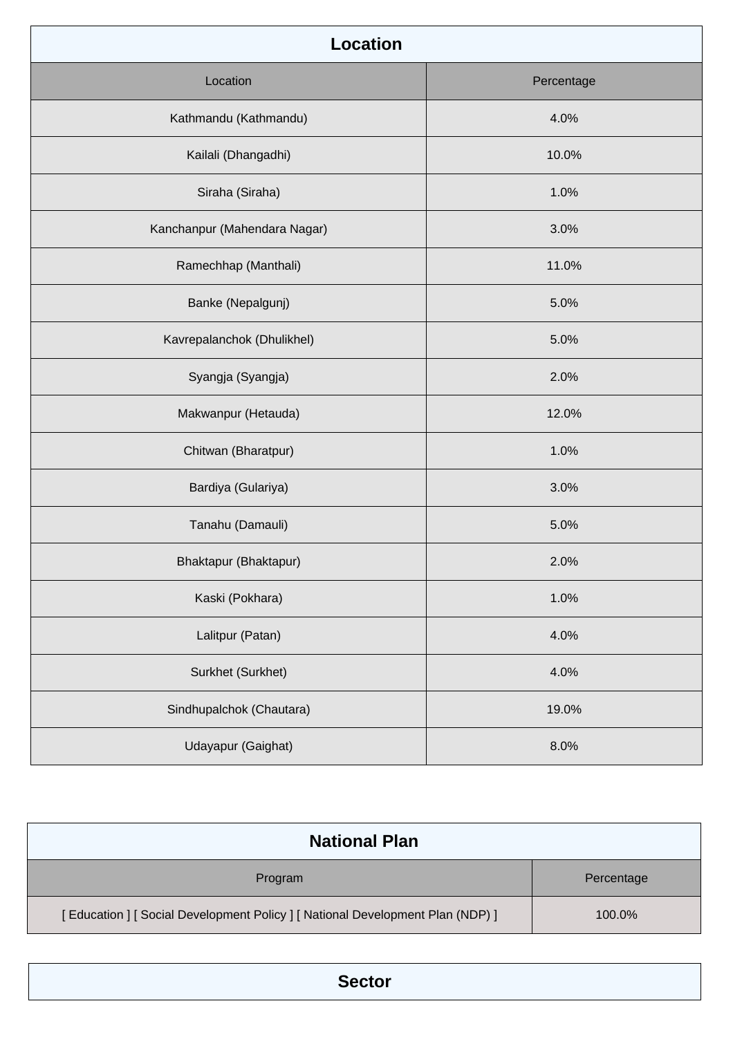## Location

| Location | Percentage |
| --- | --- |
| Kathmandu (Kathmandu) | 4.0% |
| Kailali (Dhangadhi) | 10.0% |
| Siraha (Siraha) | 1.0% |
| Kanchanpur (Mahendara Nagar) | 3.0% |
| Ramechhap (Manthali) | 11.0% |
| Banke (Nepalgunj) | 5.0% |
| Kavrepalanchok (Dhulikhel) | 5.0% |
| Syangja (Syangja) | 2.0% |
| Makwanpur (Hetauda) | 12.0% |
| Chitwan (Bharatpur) | 1.0% |
| Bardiya (Gulariya) | 3.0% |
| Tanahu (Damauli) | 5.0% |
| Bhaktapur (Bhaktapur) | 2.0% |
| Kaski (Pokhara) | 1.0% |
| Lalitpur (Patan) | 4.0% |
| Surkhet (Surkhet) | 4.0% |
| Sindhupalchok (Chautara) | 19.0% |
| Udayapur (Gaighat) | 8.0% |

## National Plan

| Program | Percentage |
| --- | --- |
| [ Education ] [ Social Development Policy ] [ National Development Plan (NDP) ] | 100.0% |

## Sector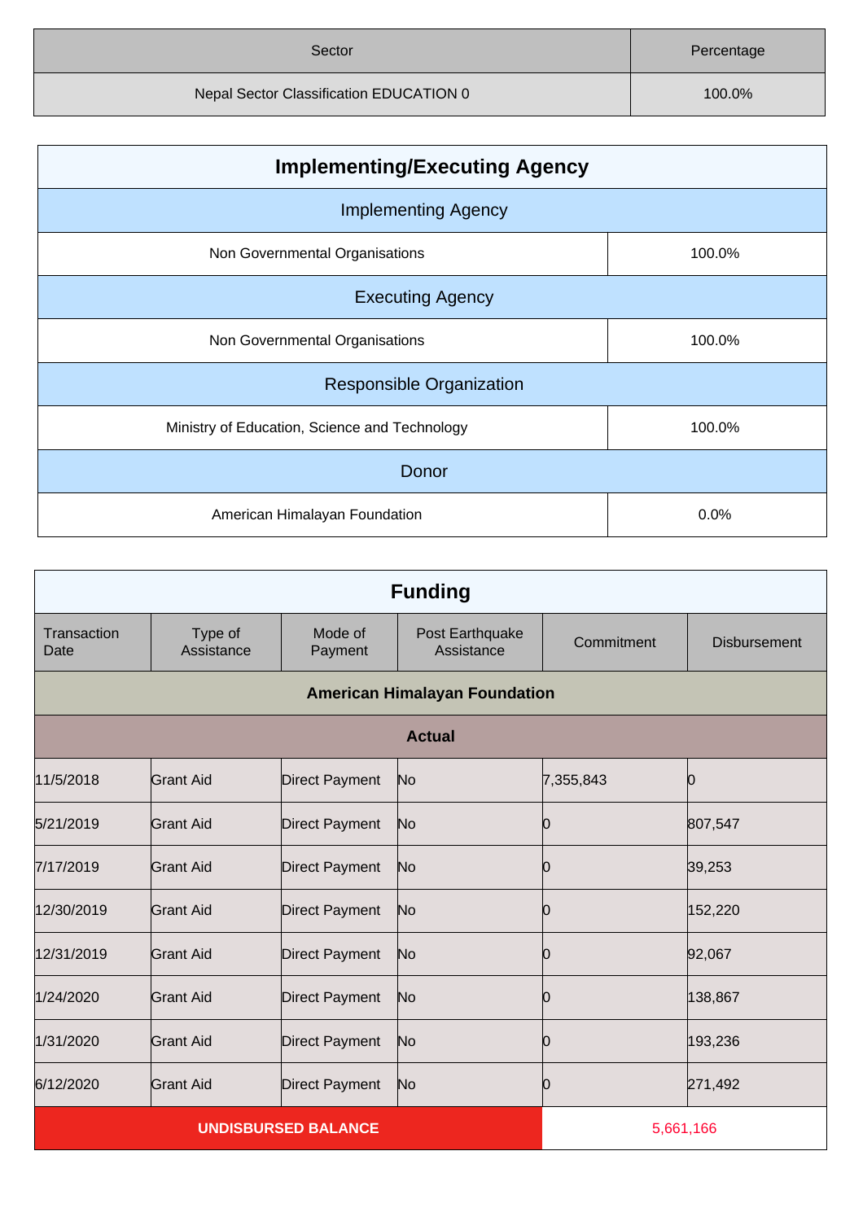| Sector | Percentage |
| --- | --- |
| Nepal Sector Classification EDUCATION 0 | 100.0% |

| Implementing/Executing Agency | |
| --- | --- |
| **Implementing Agency** | |
| Non Governmental Organisations | 100.0% |
| **Executing Agency** | |
| Non Governmental Organisations | 100.0% |
| **Responsible Organization** | |
| Ministry of Education, Science and Technology | 100.0% |
| **Donor** | |
| American Himalayan Foundation | 0.0% |

## Funding

| Transaction Date | Type of Assistance | Mode of Payment | Post Earthquake Assistance | Commitment | Disbursement |
| --- | --- | --- | --- | --- | --- |
| **American Himalayan Foundation** | | | | | |
| **Actual** | | | | | |
| 11/5/2018 | Grant Aid | Direct Payment | No | 7,355,843 | 0 |
| 5/21/2019 | Grant Aid | Direct Payment | No | 0 | 807,547 |
| 7/17/2019 | Grant Aid | Direct Payment | No | 0 | 39,253 |
| 12/30/2019 | Grant Aid | Direct Payment | No | 0 | 152,220 |
| 12/31/2019 | Grant Aid | Direct Payment | No | 0 | 92,067 |
| 1/24/2020 | Grant Aid | Direct Payment | No | 0 | 138,867 |
| 1/31/2020 | Grant Aid | Direct Payment | No | 0 | 193,236 |
| 6/12/2020 | Grant Aid | Direct Payment | No | 0 | 271,492 |
| **UNDISBURSED BALANCE** | | | | 5,661,166 | |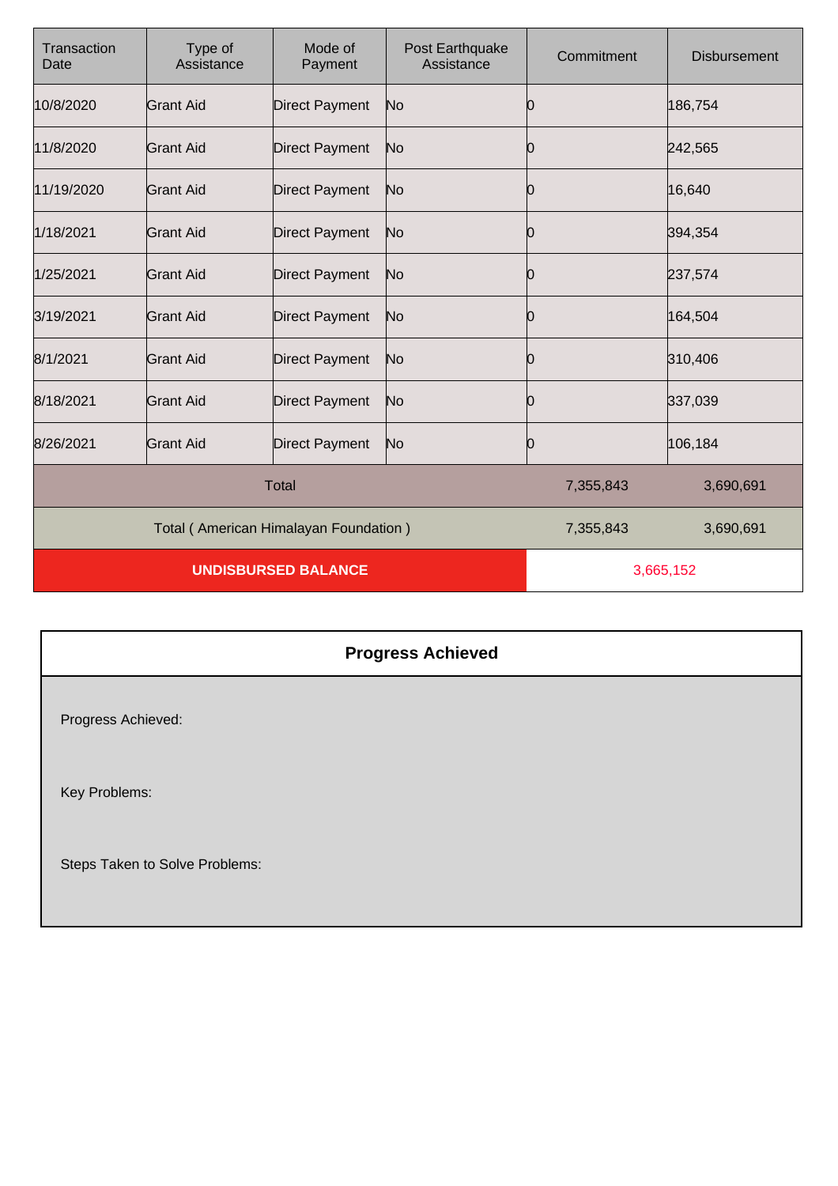| Transaction Date | Type of Assistance | Mode of Payment | Post Earthquake Assistance | Commitment | Disbursement |
|---|---|---|---|---|---|
| 10/8/2020 | Grant Aid | Direct Payment | No | 0 | 186,754 |
| 11/8/2020 | Grant Aid | Direct Payment | No | 0 | 242,565 |
| 11/19/2020 | Grant Aid | Direct Payment | No | 0 | 16,640 |
| 1/18/2021 | Grant Aid | Direct Payment | No | 0 | 394,354 |
| 1/25/2021 | Grant Aid | Direct Payment | No | 0 | 237,574 |
| 3/19/2021 | Grant Aid | Direct Payment | No | 0 | 164,504 |
| 8/1/2021 | Grant Aid | Direct Payment | No | 0 | 310,406 |
| 8/18/2021 | Grant Aid | Direct Payment | No | 0 | 337,039 |
| 8/26/2021 | Grant Aid | Direct Payment | No | 0 | 106,184 |
| Total | | | | 7,355,843 | 3,690,691 |
| Total ( American Himalayan Foundation ) | | | | 7,355,843 | 3,690,691 |
| **UNDISBURSED BALANCE** | | | | 3,665,152 | |

## Progress Achieved

Progress Achieved:

Key Problems:

Steps Taken to Solve Problems: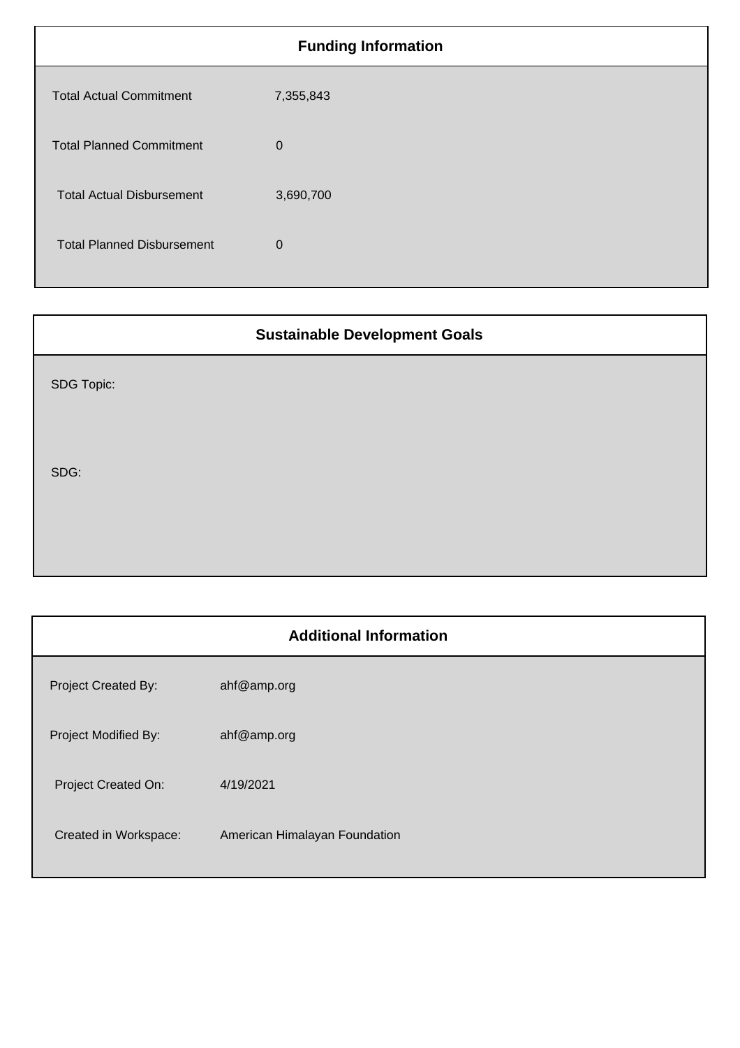## Funding Information

| | |
|---|---|
| Total Actual Commitment | 7,355,843 |
| Total Planned Commitment | 0 |
| Total Actual Disbursement | 3,690,700 |
| Total Planned Disbursement | 0 |

## Sustainable Development Goals

SDG Topic:

SDG:

## Additional Information

| | |
|---|---|
| Project Created By: | ahf@amp.org |
| Project Modified By: | ahf@amp.org |
| Project Created On: | 4/19/2021 |
| Created in Workspace: | American Himalayan Foundation |